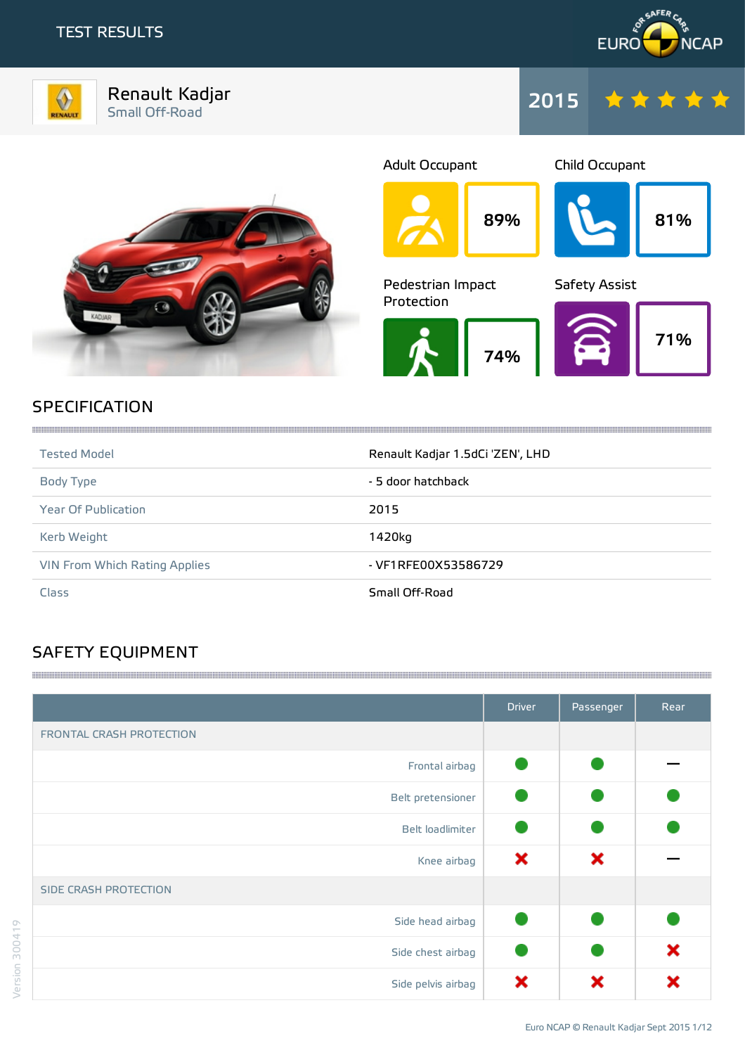# TEST RESULTS

## Renault Kadjar
Small Off-Road

2015 ★★★★★

| Adult Occupant | Child Occupant |
|---|---|
| 89% | 81% |

| Pedestrian Impact Protection | Safety Assist |
|---|---|
| 74% | 71% |

## SPECIFICATION

| | |
|---|---|
| Tested Model | Renault Kadjar 1.5dCi 'ZEN', LHD |
| Body Type | - 5 door hatchback |
| Year Of Publication | 2015 |
| Kerb Weight | 1420kg |
| VIN From Which Rating Applies | - VF1RFE00X53586729 |
| Class | Small Off-Road |

## SAFETY EQUIPMENT

| | Driver | Passenger | Rear |
|---|---|---|---|
| FRONTAL CRASH PROTECTION | | | |
| Frontal airbag | ● | ● | — |
| Belt pretensioner | ● | ● | ● |
| Belt loadlimiter | ● | ● | ● |
| Knee airbag | ✖ | ✖ | — |
| SIDE CRASH PROTECTION | | | |
| Side head airbag | ● | ● | ● |
| Side chest airbag | ● | ● | ✖ |
| Side pelvis airbag | ✖ | ✖ | ✖ |

Version 300419

Euro NCAP © Renault Kadjar Sept 2015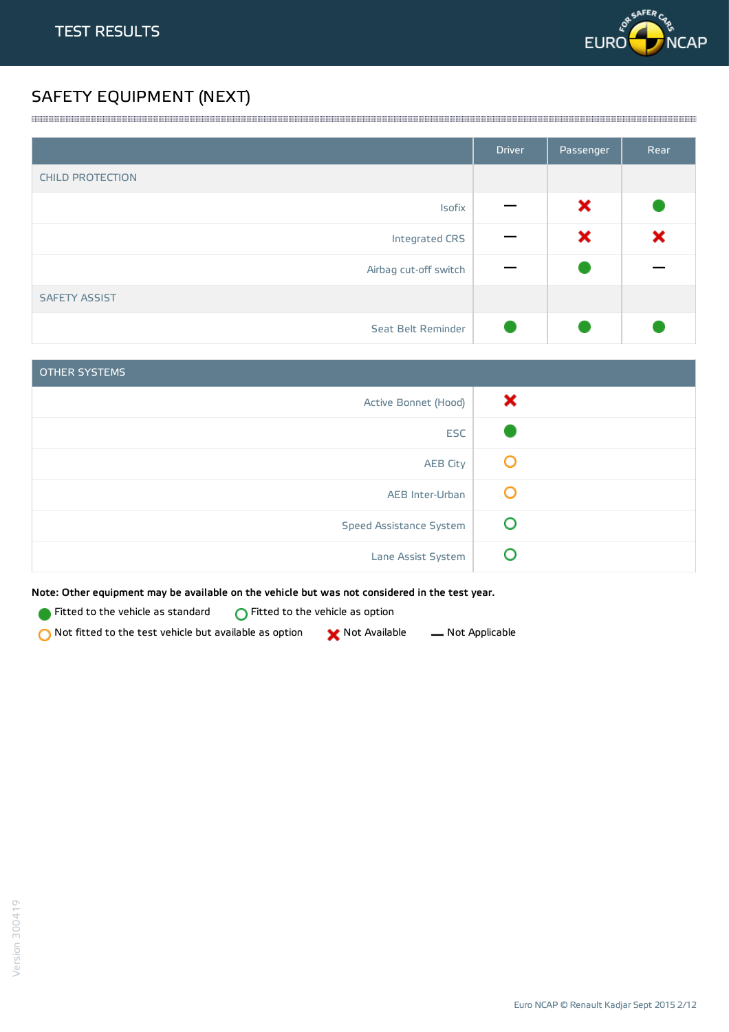# TEST RESULTS

## SAFETY EQUIPMENT (NEXT)

| | Driver | Passenger | Rear |
|---|---|---|---|
| CHILD PROTECTION | | | |
| Isofix | — | ✖ | ● |
| Integrated CRS | — | ✖ | ✖ |
| Airbag cut-off switch | — | ● | — |
| SAFETY ASSIST | | | |
| Seat Belt Reminder | ● | ● | ● |

| OTHER SYSTEMS | |
|---|---|
| Active Bonnet (Hood) | ✖ |
| ESC | ● |
| AEB City | ○ (orange) |
| AEB Inter-Urban | ○ (orange) |
| Speed Assistance System | ○ (green) |
| Lane Assist System | ○ (green) |

**Note: Other equipment may be available on the vehicle but was not considered in the test year.**

● Fitted to the vehicle as standard  ○ (green) Fitted to the vehicle as option

○ (orange) Not fitted to the test vehicle but available as option  ✖ Not Available  — Not Applicable

Version 300419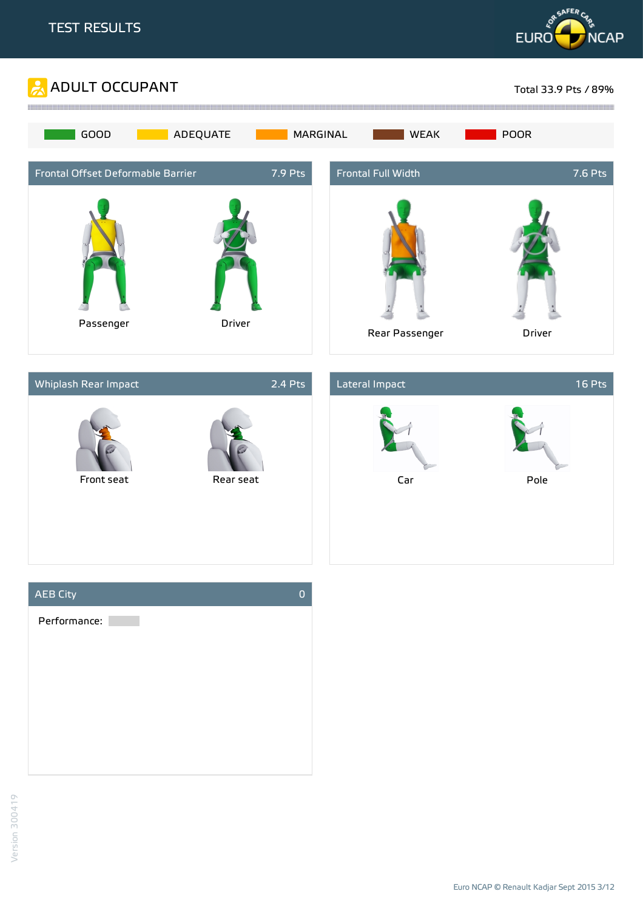# TEST RESULTS

## ADULT OCCUPANT

Total 33.9 Pts / 89%

GOOD | ADEQUATE | MARGINAL | WEAK | POOR

### Frontal Offset Deformable Barrier — 7.9 Pts

Passenger

Driver

### Frontal Full Width — 7.6 Pts

Rear Passenger

Driver

### Whiplash Rear Impact — 2.4 Pts

Front seat

Rear seat

### Lateral Impact — 16 Pts

Car

Pole

### AEB City — 0

Performance:

Version 300419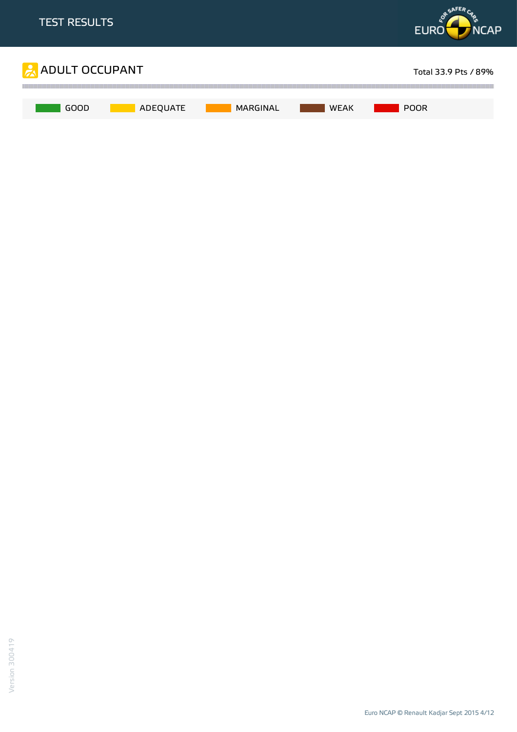# TEST RESULTS

## ADULT OCCUPANT

Total 33.9 Pts / 89%

GOOD | ADEQUATE | MARGINAL | WEAK | POOR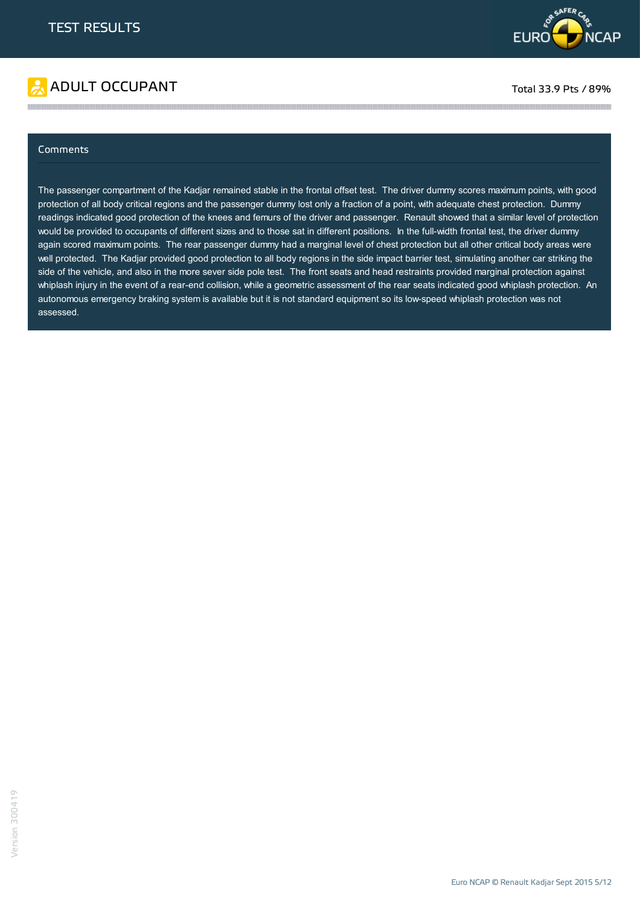# TEST RESULTS

## ADULT OCCUPANT

Total 33.9 Pts / 89%

### Comments

The passenger compartment of the Kadjar remained stable in the frontal offset test. The driver dummy scores maximum points, with good protection of all body critical regions and the passenger dummy lost only a fraction of a point, with adequate chest protection. Dummy readings indicated good protection of the knees and femurs of the driver and passenger. Renault showed that a similar level of protection would be provided to occupants of different sizes and to those sat in different positions. In the full-width frontal test, the driver dummy again scored maximum points. The rear passenger dummy had a marginal level of chest protection but all other critical body areas were well protected. The Kadjar provided good protection to all body regions in the side impact barrier test, simulating another car striking the side of the vehicle, and also in the more sever side pole test. The front seats and head restraints provided marginal protection against whiplash injury in the event of a rear-end collision, while a geometric assessment of the rear seats indicated good whiplash protection. An autonomous emergency braking system is available but it is not standard equipment so its low-speed whiplash protection was not assessed.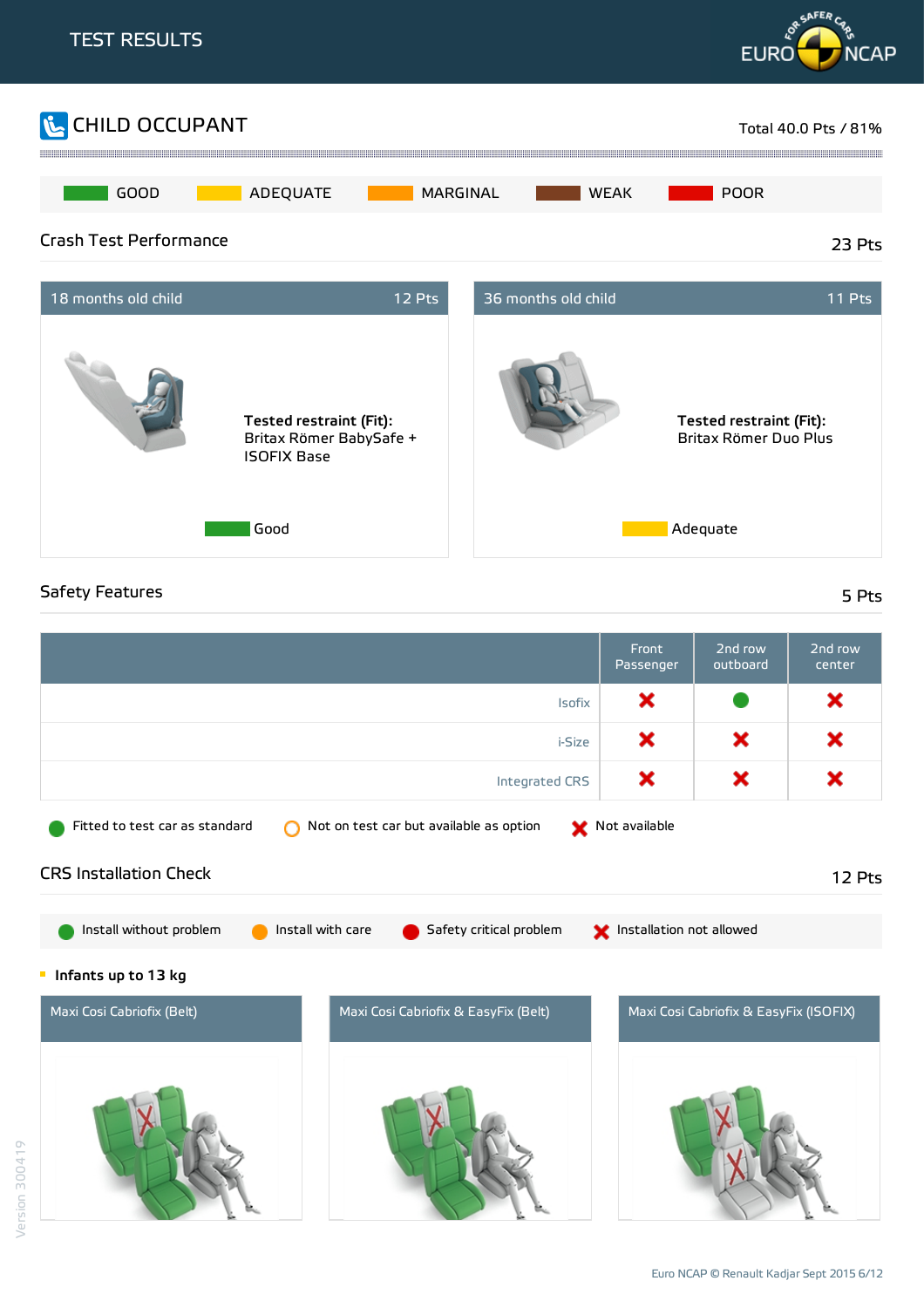# TEST RESULTS

## CHILD OCCUPANT

Total 40.0 Pts / 81%

GOOD | ADEQUATE | MARGINAL | WEAK | POOR

### Crash Test Performance

23 Pts

**18 months old child** — 12 Pts

**Tested restraint (Fit):**
Britax Römer BabySafe + ISOFIX Base

Good

**36 months old child** — 11 Pts

**Tested restraint (Fit):**
Britax Römer Duo Plus

Adequate

### Safety Features

5 Pts

| | Front Passenger | 2nd row outboard | 2nd row center |
|---|---|---|---|
| Isofix | Not available | Fitted to test car as standard | Not available |
| i-Size | Not available | Not available | Not available |
| Integrated CRS | Not available | Not available | Not available |

Fitted to test car as standard | Not on test car but available as option | Not available

### CRS Installation Check

12 Pts

Install without problem | Install with care | Safety critical problem | Installation not allowed

**Infants up to 13 kg**

| Maxi Cosi Cabriofix (Belt) | Maxi Cosi Cabriofix & EasyFix (Belt) | Maxi Cosi Cabriofix & EasyFix (ISOFIX) |
|---|---|---|

Version 300419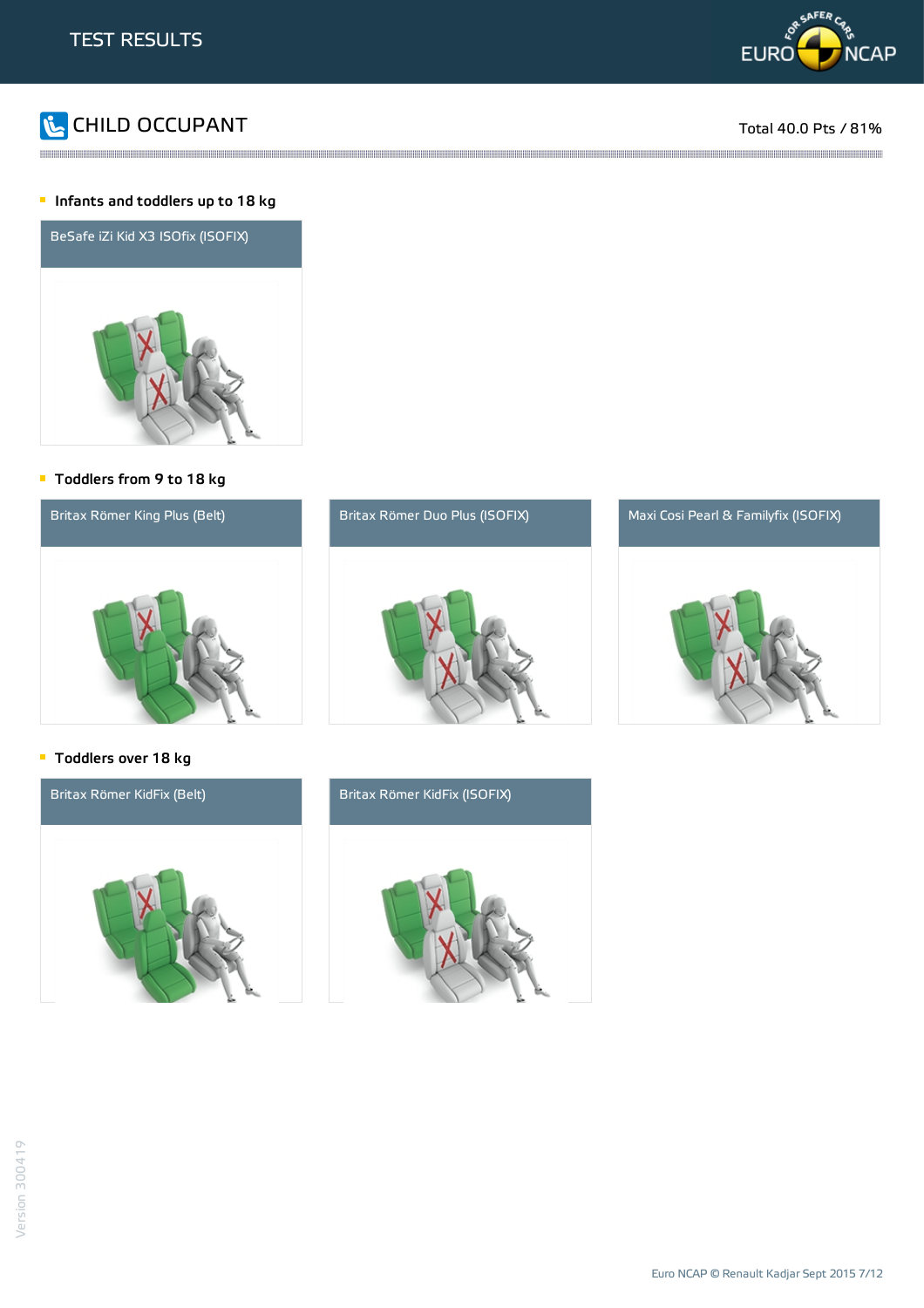# TEST RESULTS

## CHILD OCCUPANT

Total 40.0 Pts / 81%

### Infants and toddlers up to 18 kg

BeSafe iZi Kid X3 ISOfix (ISOFIX)

### Toddlers from 9 to 18 kg

Britax Römer King Plus (Belt)

Britax Römer Duo Plus (ISOFIX)

Maxi Cosi Pearl & Familyfix (ISOFIX)

### Toddlers over 18 kg

Britax Römer KidFix (Belt)

Britax Römer KidFix (ISOFIX)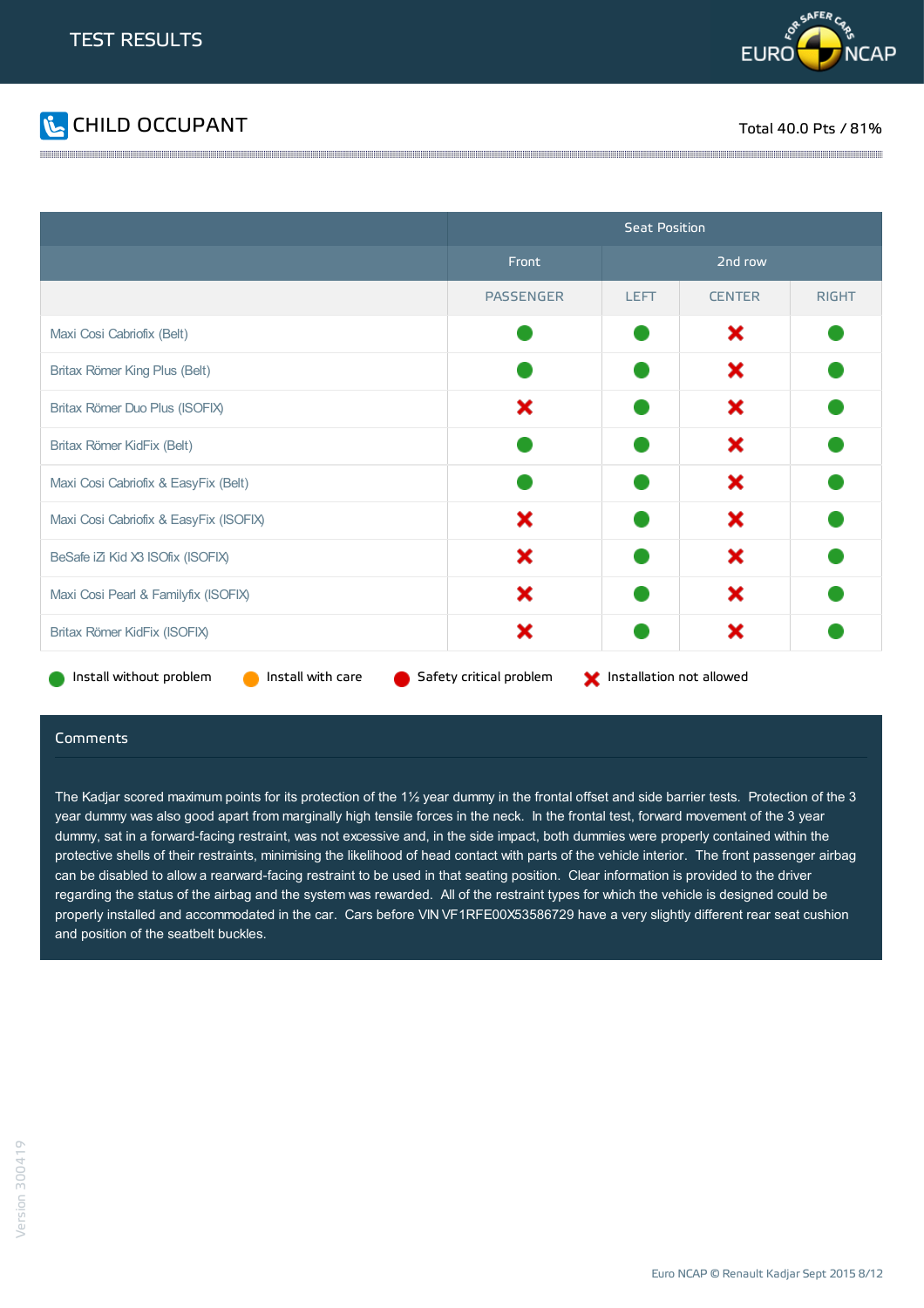# TEST RESULTS

## CHILD OCCUPANT

Total 40.0 Pts / 81%

| | Seat Position | | | |
|---|---|---|---|---|
| | Front | 2nd row | | |
| | PASSENGER | LEFT | CENTER | RIGHT |
| Maxi Cosi Cabriofix (Belt) | Install without problem | Install without problem | Installation not allowed | Install without problem |
| Britax Römer King Plus (Belt) | Install without problem | Install without problem | Installation not allowed | Install without problem |
| Britax Römer Duo Plus (ISOFIX) | Installation not allowed | Install without problem | Installation not allowed | Install without problem |
| Britax Römer KidFix (Belt) | Install without problem | Install without problem | Installation not allowed | Install without problem |
| Maxi Cosi Cabriofix & EasyFix (Belt) | Install without problem | Install without problem | Installation not allowed | Install without problem |
| Maxi Cosi Cabriofix & EasyFix (ISOFIX) | Installation not allowed | Install without problem | Installation not allowed | Install without problem |
| BeSafe iZi Kid X3 ISOfix (ISOFIX) | Installation not allowed | Install without problem | Installation not allowed | Install without problem |
| Maxi Cosi Pearl & Familyfix (ISOFIX) | Installation not allowed | Install without problem | Installation not allowed | Install without problem |
| Britax Römer KidFix (ISOFIX) | Installation not allowed | Install without problem | Installation not allowed | Install without problem |

Install without problem | Install with care | Safety critical problem | Installation not allowed

### Comments

The Kadjar scored maximum points for its protection of the 1½ year dummy in the frontal offset and side barrier tests. Protection of the 3 year dummy was also good apart from marginally high tensile forces in the neck. In the frontal test, forward movement of the 3 year dummy, sat in a forward-facing restraint, was not excessive and, in the side impact, both dummies were properly contained within the protective shells of their restraints, minimising the likelihood of head contact with parts of the vehicle interior. The front passenger airbag can be disabled to allow a rearward-facing restraint to be used in that seating position. Clear information is provided to the driver regarding the status of the airbag and the system was rewarded. All of the restraint types for which the vehicle is designed could be properly installed and accommodated in the car. Cars before VIN VF1RFE00X53586729 have a very slightly different rear seat cushion and position of the seatbelt buckles.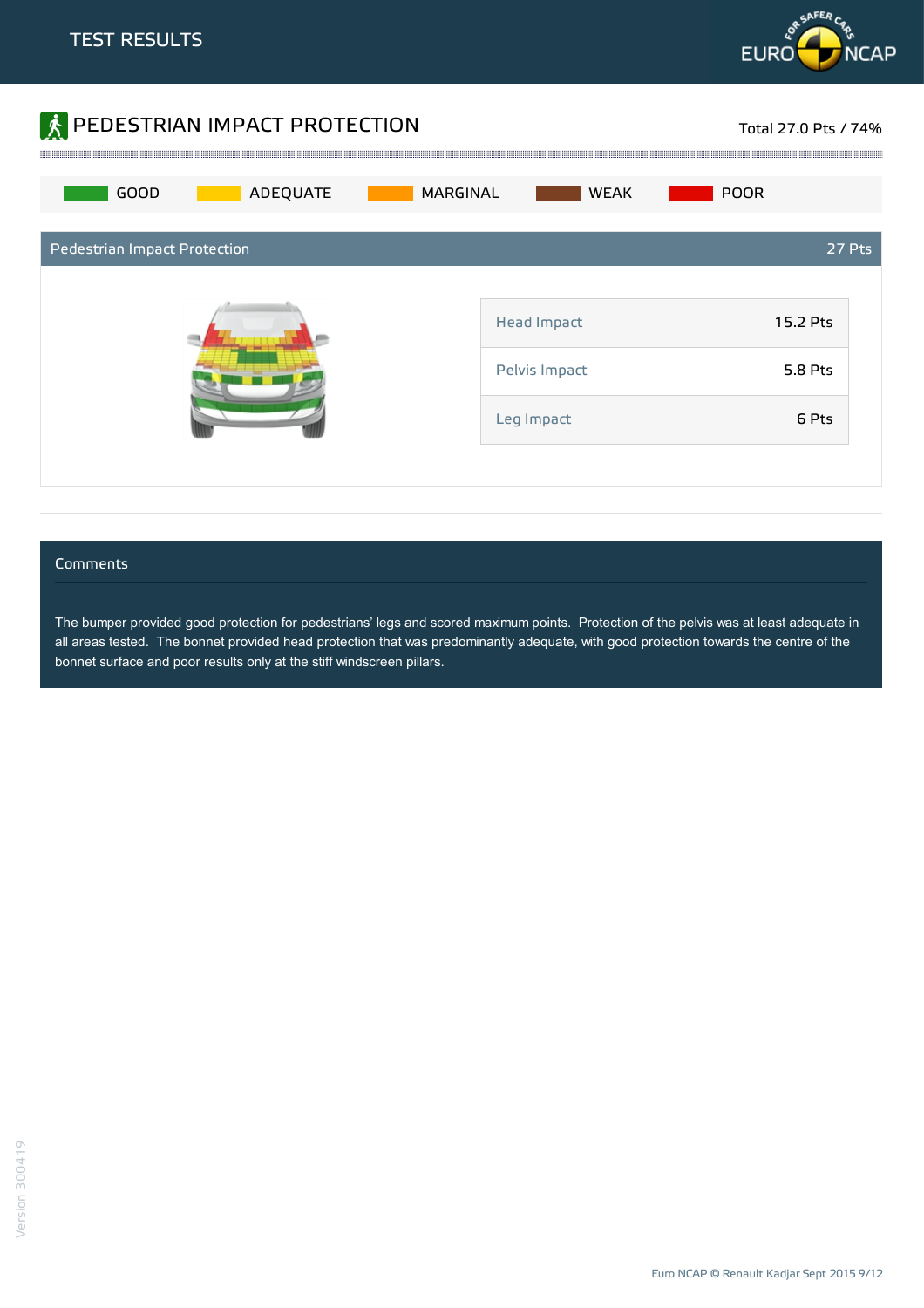# TEST RESULTS

## PEDESTRIAN IMPACT PROTECTION

Total 27.0 Pts / 74%

GOOD | ADEQUATE | MARGINAL | WEAK | POOR

### Pedestrian Impact Protection — 27 Pts

| | |
|---|---|
| Head Impact | 15.2 Pts |
| Pelvis Impact | 5.8 Pts |
| Leg Impact | 6 Pts |

### Comments

The bumper provided good protection for pedestrians' legs and scored maximum points. Protection of the pelvis was at least adequate in all areas tested. The bonnet provided head protection that was predominantly adequate, with good protection towards the centre of the bonnet surface and poor results only at the stiff windscreen pillars.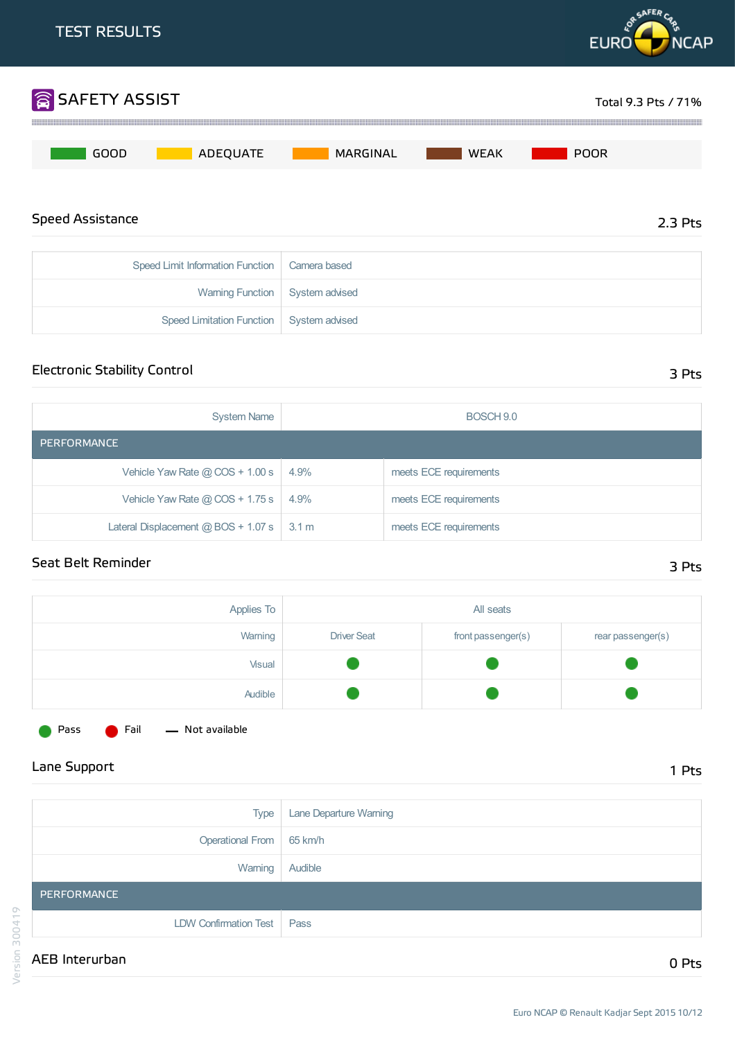# TEST RESULTS

## SAFETY ASSIST

Total 9.3 Pts / 71%

GOOD | ADEQUATE | MARGINAL | WEAK | POOR

### Speed Assistance

2.3 Pts

| | |
|---|---|
| Speed Limit Information Function | Camera based |
| Warning Function | System advised |
| Speed Limitation Function | System advised |

### Electronic Stability Control

3 Pts

| System Name | BOSCH 9.0 | |
|---|---|---|
| **PERFORMANCE** | | |
| Vehicle Yaw Rate @ COS + 1.00 s | 4.9% | meets ECE requirements |
| Vehicle Yaw Rate @ COS + 1.75 s | 4.9% | meets ECE requirements |
| Lateral Displacement @ BOS + 1.07 s | 3.1 m | meets ECE requirements |

### Seat Belt Reminder

3 Pts

| Applies To | All seats | | |
|---|---|---|---|
| Warning | Driver Seat | front passenger(s) | rear passenger(s) |
| Visual | Pass | Pass | Pass |
| Audible | Pass | Pass | Pass |

Pass | Fail | — Not available

### Lane Support

1 Pts

| | |
|---|---|
| Type | Lane Departure Warning |
| Operational From | 65 km/h |
| Warning | Audible |
| **PERFORMANCE** | |
| LDW Confirmation Test | Pass |

### AEB Interurban

0 Pts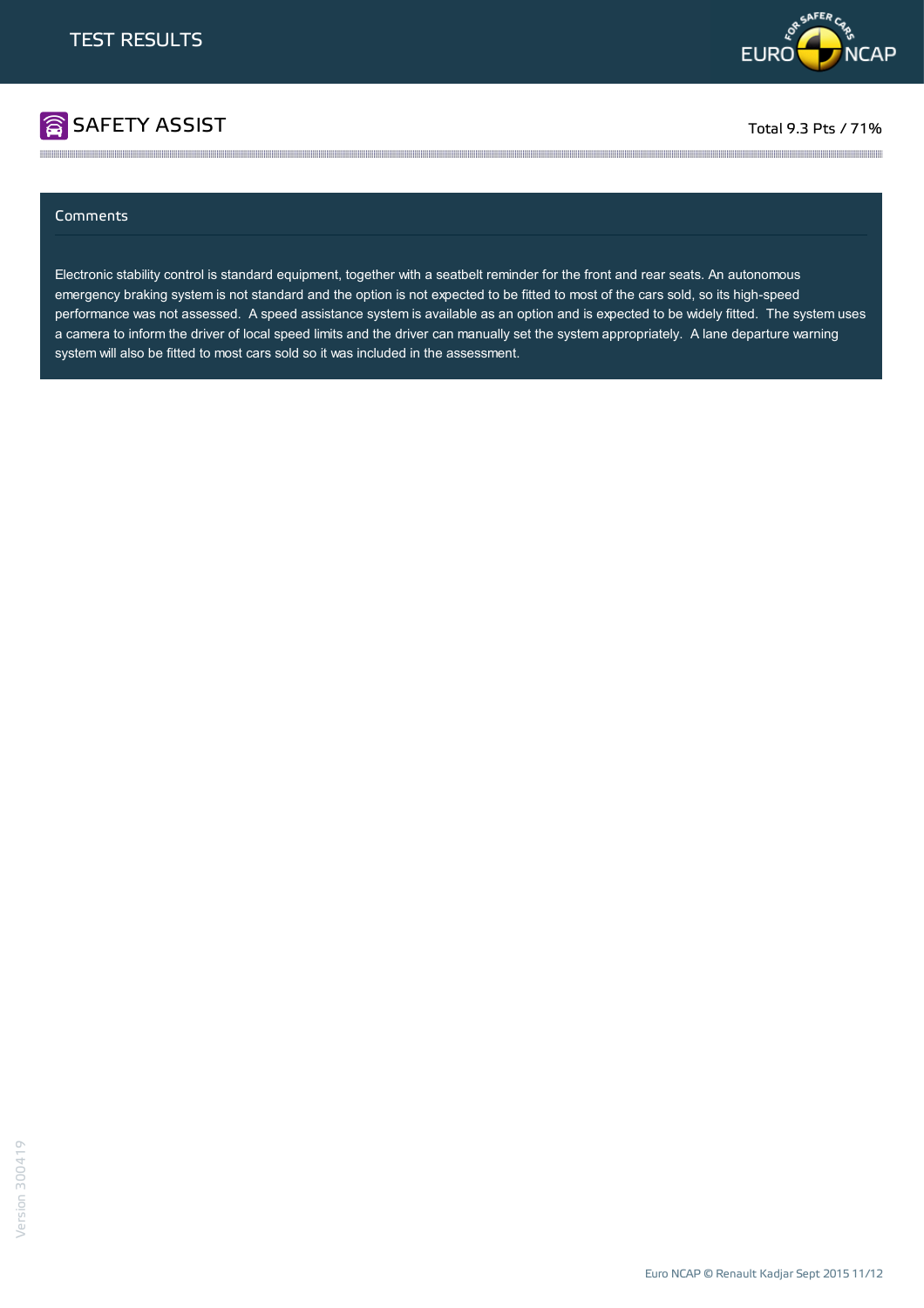# TEST RESULTS

## SAFETY ASSIST

Total 9.3 Pts / 71%

### Comments

Electronic stability control is standard equipment, together with a seatbelt reminder for the front and rear seats. An autonomous emergency braking system is not standard and the option is not expected to be fitted to most of the cars sold, so its high-speed performance was not assessed. A speed assistance system is available as an option and is expected to be widely fitted. The system uses a camera to inform the driver of local speed limits and the driver can manually set the system appropriately. A lane departure warning system will also be fitted to most cars sold so it was included in the assessment.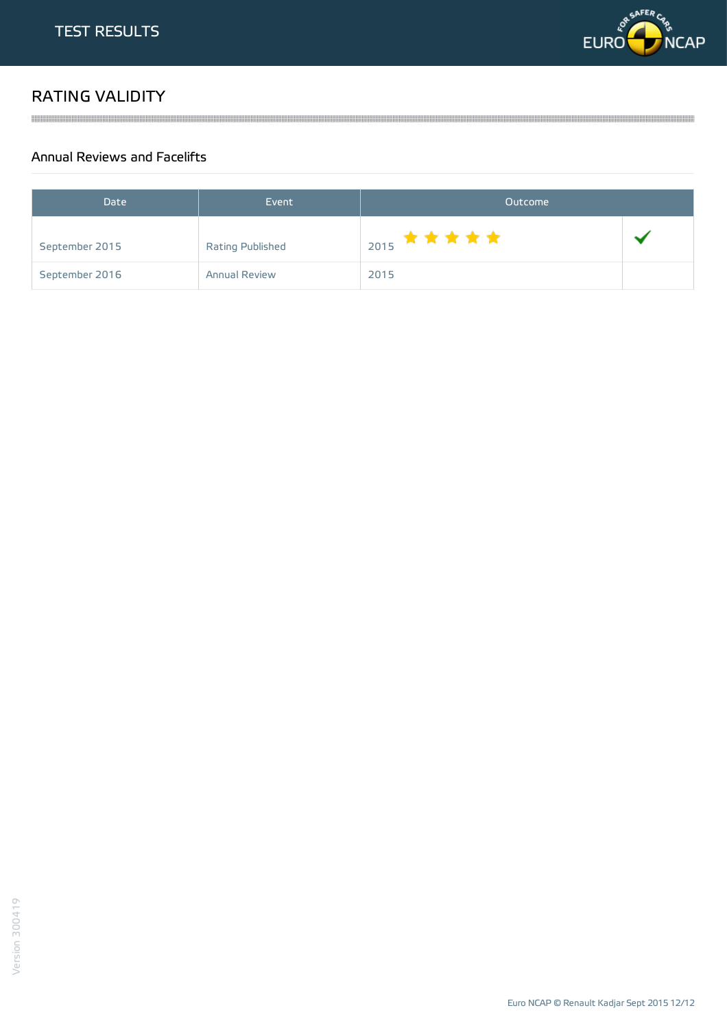TEST RESULTS

# RATING VALIDITY

## Annual Reviews and Facelifts

| Date | Event | Outcome | |
|---|---|---|---|
| September 2015 | Rating Published | 2015 ★★★★★ | ✓ |
| September 2016 | Annual Review | 2015 | |

Version 300419